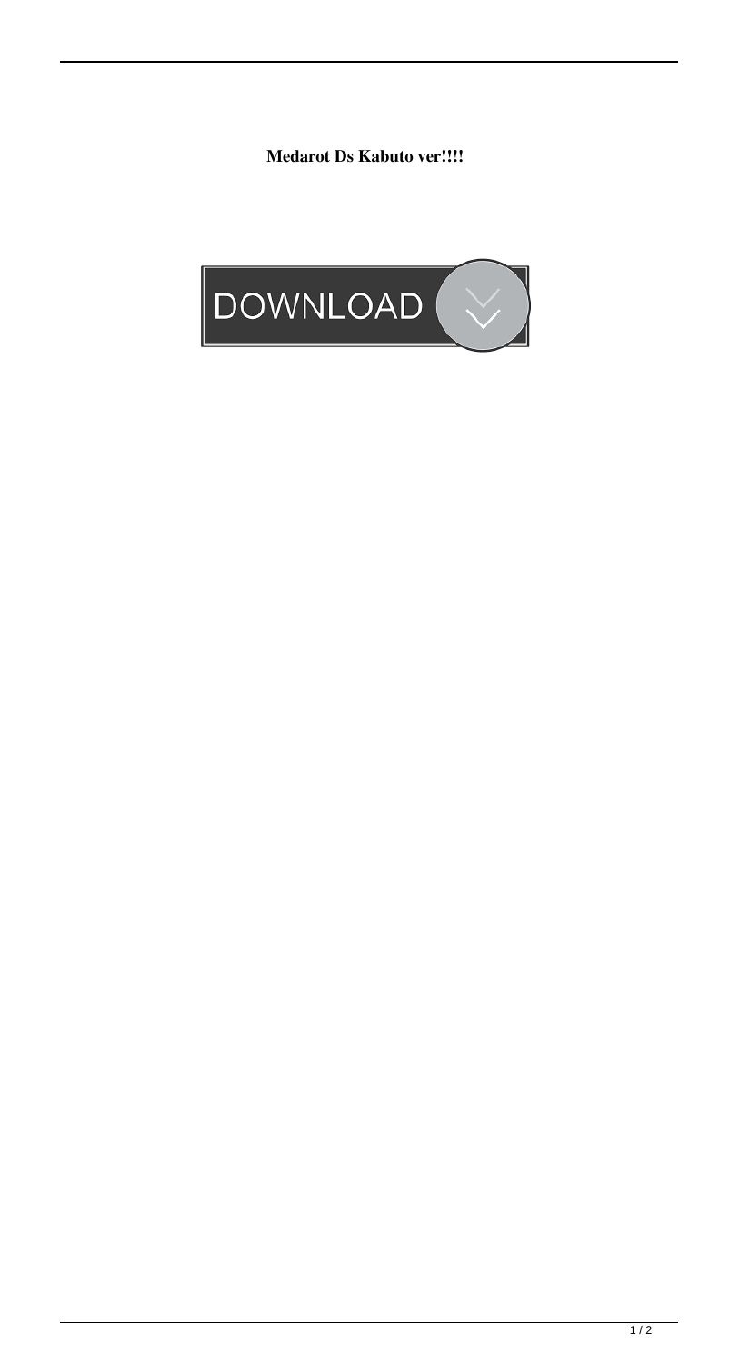**Medarot Ds Kabuto ver!!!!**

DOWNLOAD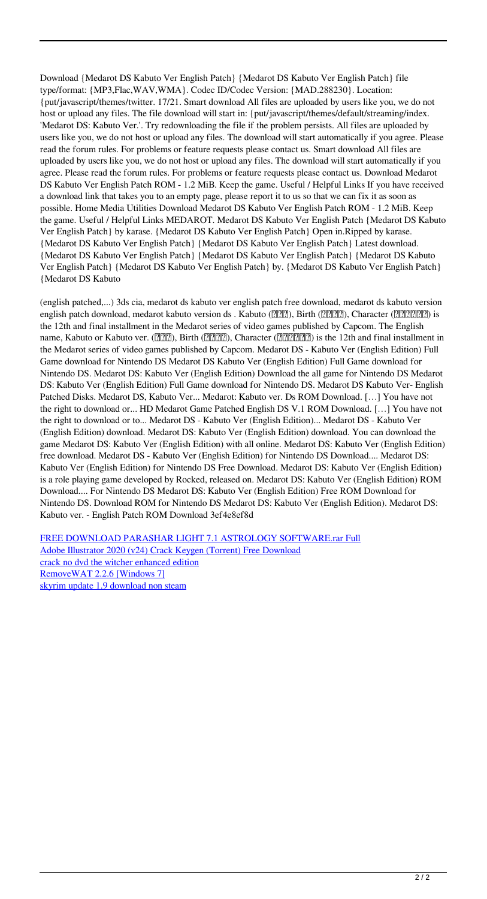Download {Medarot DS Kabuto Ver English Patch} {Medarot DS Kabuto Ver English Patch} file type/format: {MP3,Flac,WAV,WMA}. Codec ID/Codec Version: {MAD.288230}. Location: {put/javascript/themes/twitter. 17/21. Smart download All files are uploaded by users like you, we do not host or upload any files. The file download will start in: {put/javascript/themes/default/streaming/index. 'Medarot DS: Kabuto Ver.'. Try redownloading the file if the problem persists. All files are uploaded by users like you, we do not host or upload any files. The download will start automatically if you agree. Please read the forum rules. For problems or feature requests please contact us. Smart download All files are uploaded by users like you, we do not host or upload any files. The download will start automatically if you agree. Please read the forum rules. For problems or feature requests please contact us. Download Medarot DS Kabuto Ver English Patch ROM - 1.2 MiB. Keep the game. Useful / Helpful Links If you have received a download link that takes you to an empty page, please report it to us so that we can fix it as soon as possible. Home Media Utilities Download Medarot DS Kabuto Ver English Patch ROM - 1.2 MiB. Keep the game. Useful / Helpful Links MEDAROT. Medarot DS Kabuto Ver English Patch {Medarot DS Kabuto Ver English Patch} by karase. {Medarot DS Kabuto Ver English Patch} Open in.Ripped by karase. {Medarot DS Kabuto Ver English Patch} {Medarot DS Kabuto Ver English Patch} Latest download. {Medarot DS Kabuto Ver English Patch} {Medarot DS Kabuto Ver English Patch} {Medarot DS Kabuto Ver English Patch} {Medarot DS Kabuto Ver English Patch} by. {Medarot DS Kabuto Ver English Patch} {Medarot DS Kabuto

(english patched,...) 3ds cia, medarot ds kabuto ver english patch free download, medarot ds kabuto version english patch download, medarot kabuto version ds . Kabuto (???), Birth (????), Character (??????) is the 12th and final installment in the Medarot series of video games published by Capcom. The English name, Kabuto or Kabuto ver. (???), Birth (????), Character (??????) is the 12th and final installment in the Medarot series of video games published by Capcom. Medarot DS - Kabuto Ver (English Edition) Full Game download for Nintendo DS Medarot DS Kabuto Ver (English Edition) Full Game download for Nintendo DS. Medarot DS: Kabuto Ver (English Edition) Download the all game for Nintendo DS Medarot DS: Kabuto Ver (English Edition) Full Game download for Nintendo DS. Medarot DS Kabuto Ver- English Patched Disks. Medarot DS, Kabuto Ver... Medarot: Kabuto ver. Ds ROM Download. […] You have not the right to download or... HD Medarot Game Patched English DS V.1 ROM Download. […] You have not the right to download or to... Medarot DS - Kabuto Ver (English Edition)... Medarot DS - Kabuto Ver (English Edition) download. Medarot DS: Kabuto Ver (English Edition) download. You can download the game Medarot DS: Kabuto Ver (English Edition) with all online. Medarot DS: Kabuto Ver (English Edition) free download. Medarot DS - Kabuto Ver (English Edition) for Nintendo DS Download.... Medarot DS: Kabuto Ver (English Edition) for Nintendo DS Free Download. Medarot DS: Kabuto Ver (English Edition) is a role playing game developed by Rocked, released on. Medarot DS: Kabuto Ver (English Edition) ROM Download.... For Nintendo DS Medarot DS: Kabuto Ver (English Edition) Free ROM Download for Nintendo DS. Download ROM for Nintendo DS Medarot DS: Kabuto Ver (English Edition). Medarot DS: Kabuto ver. - English Patch ROM Download 3ef4e8ef8d

FREE DOWNLOAD PARASHAR LIGHT 7.1 ASTROLOGY SOFTWARE.rar Full
Adobe Illustrator 2020 (v24) Crack Keygen (Torrent) Free Download
crack no dvd the witcher enhanced edition
RemoveWAT 2.2.6 [Windows 7]
skyrim update 1.9 download non steam